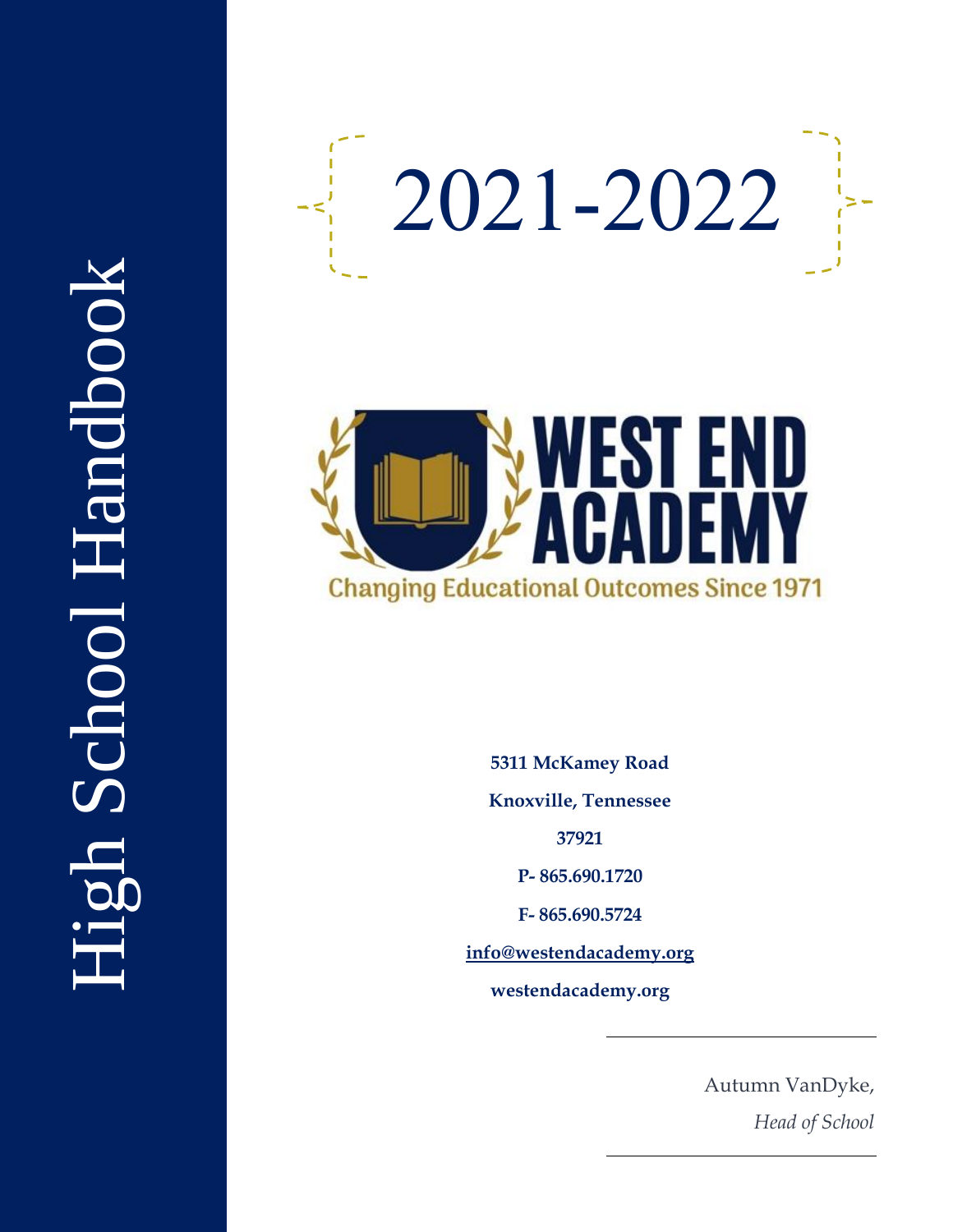# High School Handbook

# 2021-2022

**WEST END ACADEMY**

Changing Educational Outcomes Since 1971

**5311 McKamey Road**

**Knoxville, Tennessee**

**37921**

**P- 865.690.1720**

**F- 865.690.5724**

**info@westendacademy.org**

**westendacademy.org**

Autumn VanDyke,

*Head of School*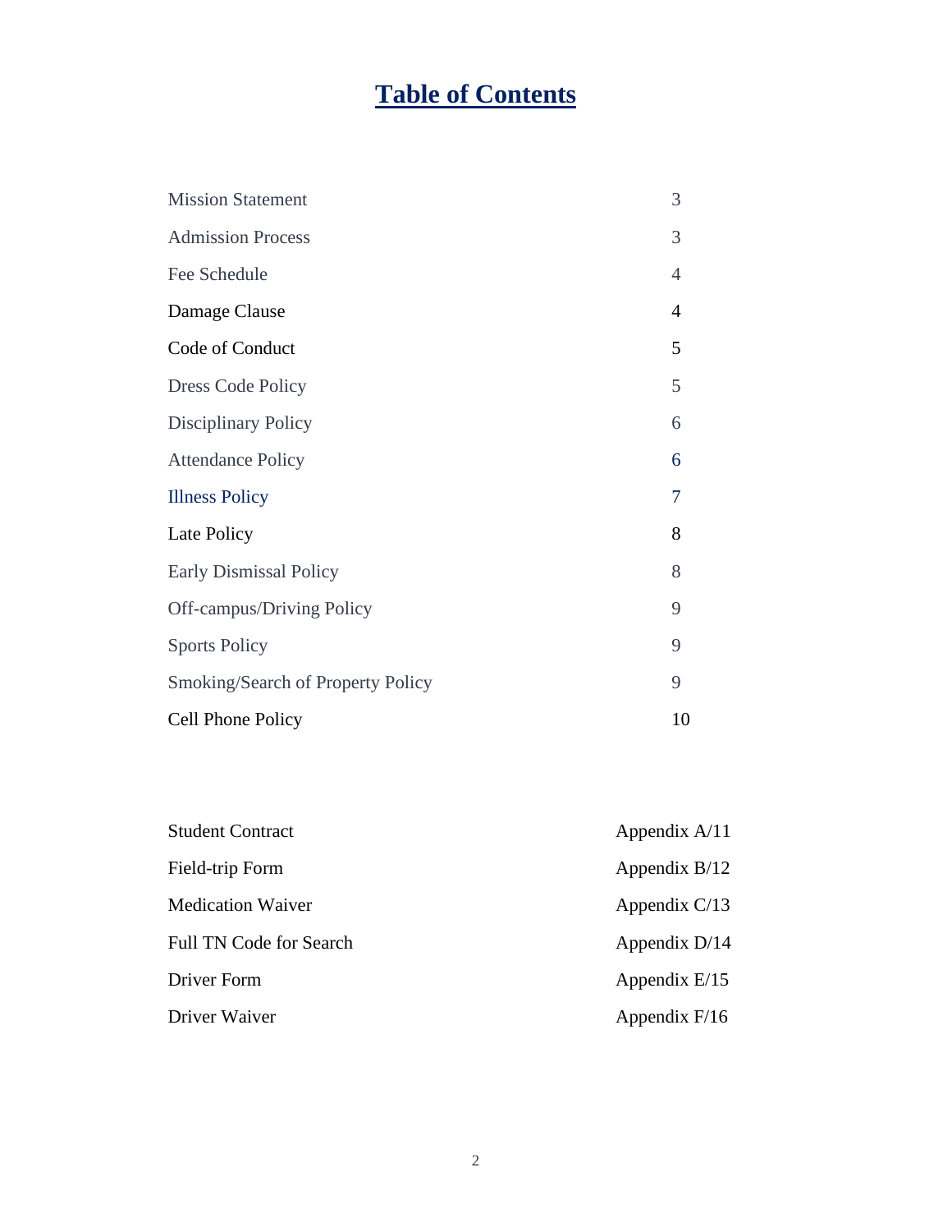# Table of Contents

| | |
|---|---|
| Mission Statement | 3 |
| Admission Process | 3 |
| Fee Schedule | 4 |
| Damage Clause | 4 |
| Code of Conduct | 5 |
| Dress Code Policy | 5 |
| Disciplinary Policy | 6 |
| Attendance Policy | 6 |
| Illness Policy | 7 |
| Late Policy | 8 |
| Early Dismissal Policy | 8 |
| Off-campus/Driving Policy | 9 |
| Sports Policy | 9 |
| Smoking/Search of Property Policy | 9 |
| Cell Phone Policy | 10 |

| | |
|---|---|
| Student Contract | Appendix A/11 |
| Field-trip Form | Appendix B/12 |
| Medication Waiver | Appendix C/13 |
| Full TN Code for Search | Appendix D/14 |
| Driver Form | Appendix E/15 |
| Driver Waiver | Appendix F/16 |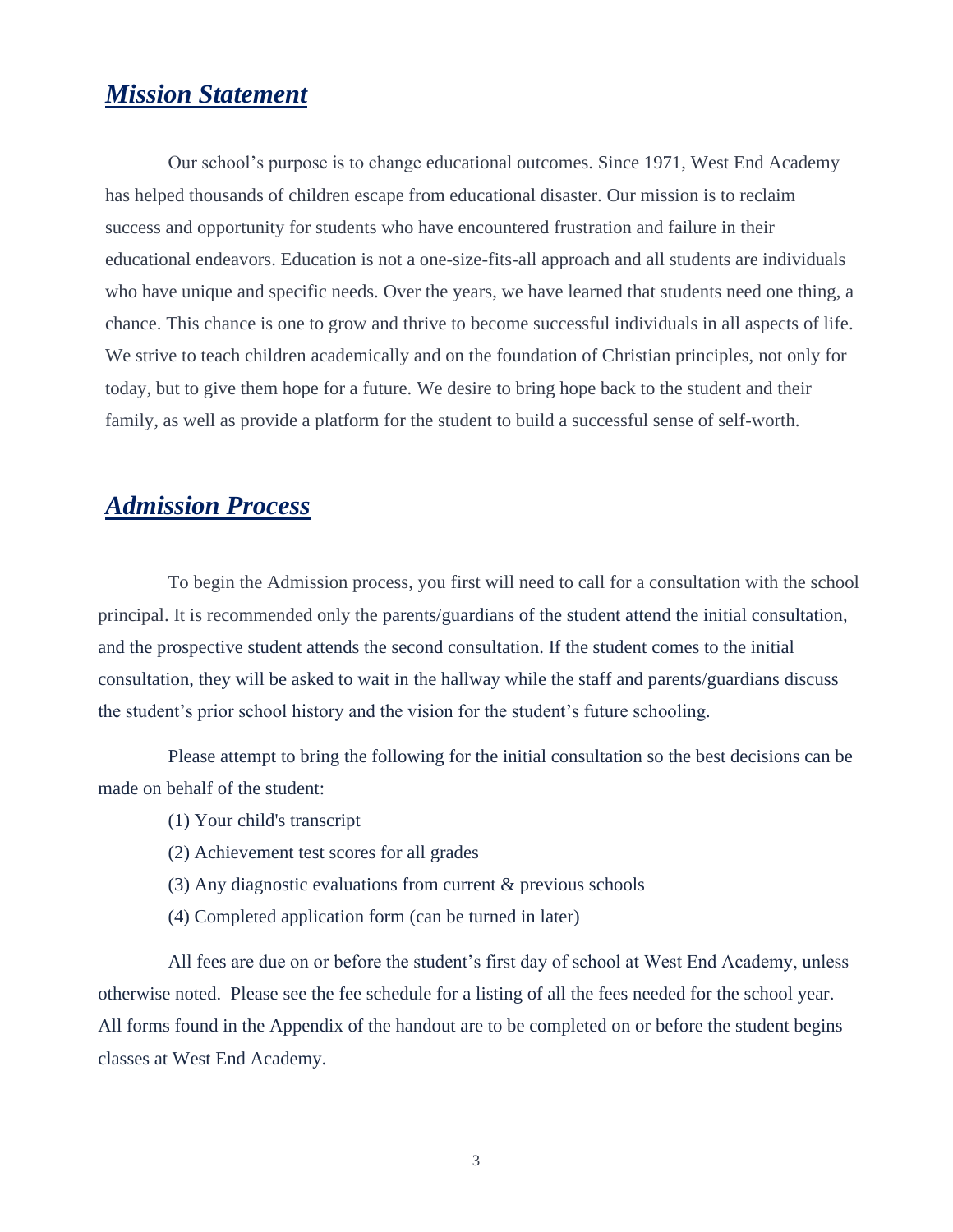## ***Mission Statement***

Our school's purpose is to change educational outcomes. Since 1971, West End Academy has helped thousands of children escape from educational disaster. Our mission is to reclaim success and opportunity for students who have encountered frustration and failure in their educational endeavors. Education is not a one-size-fits-all approach and all students are individuals who have unique and specific needs. Over the years, we have learned that students need one thing, a chance. This chance is one to grow and thrive to become successful individuals in all aspects of life. We strive to teach children academically and on the foundation of Christian principles, not only for today, but to give them hope for a future. We desire to bring hope back to the student and their family, as well as provide a platform for the student to build a successful sense of self-worth.

## ***Admission Process***

To begin the Admission process, you first will need to call for a consultation with the school principal. It is recommended only the parents/guardians of the student attend the initial consultation, and the prospective student attends the second consultation. If the student comes to the initial consultation, they will be asked to wait in the hallway while the staff and parents/guardians discuss the student's prior school history and the vision for the student's future schooling.

Please attempt to bring the following for the initial consultation so the best decisions can be made on behalf of the student:

(1) Your child's transcript

(2) Achievement test scores for all grades

(3) Any diagnostic evaluations from current & previous schools

(4) Completed application form (can be turned in later)

All fees are due on or before the student's first day of school at West End Academy, unless otherwise noted. Please see the fee schedule for a listing of all the fees needed for the school year. All forms found in the Appendix of the handout are to be completed on or before the student begins classes at West End Academy.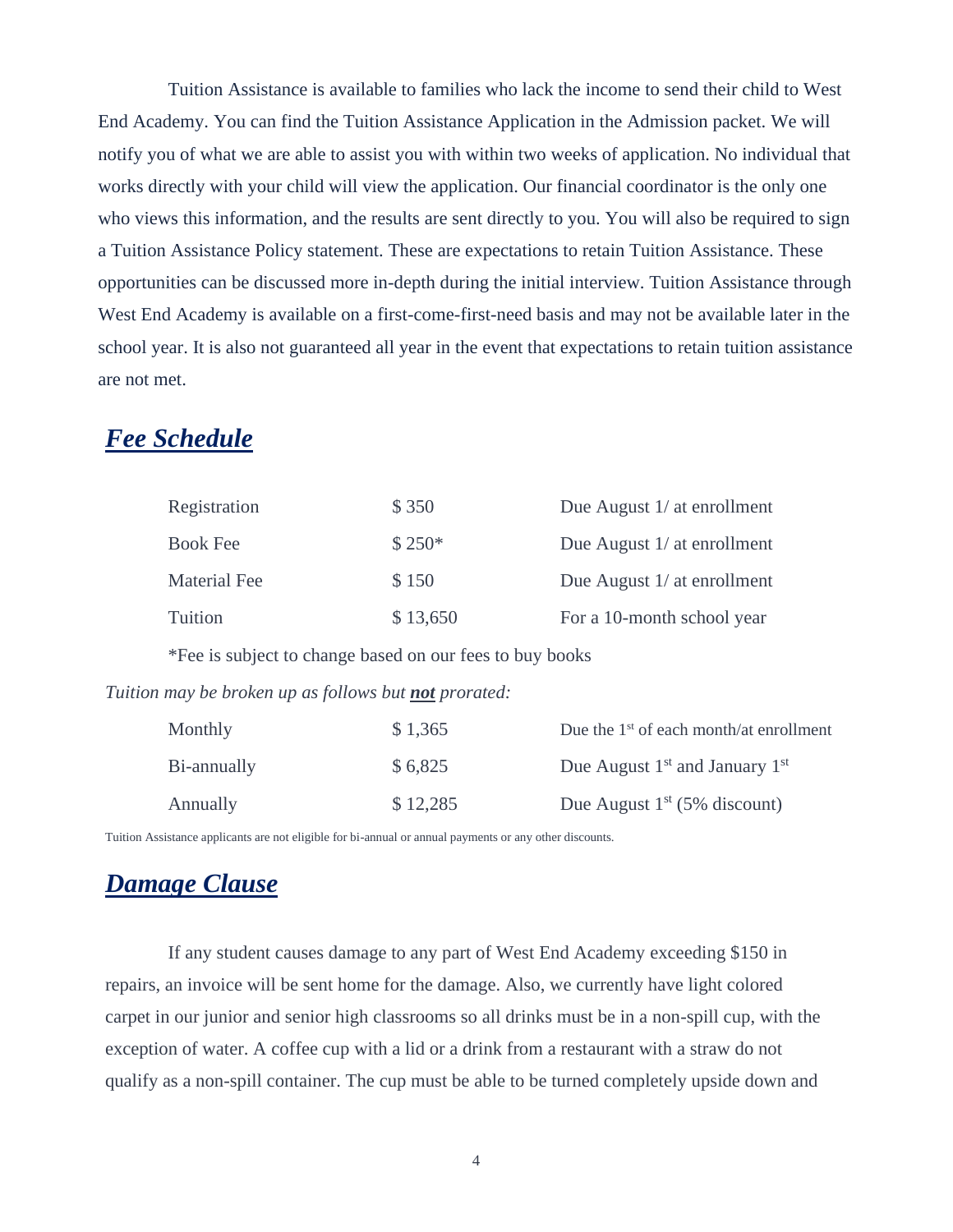Tuition Assistance is available to families who lack the income to send their child to West End Academy. You can find the Tuition Assistance Application in the Admission packet. We will notify you of what we are able to assist you with within two weeks of application. No individual that works directly with your child will view the application. Our financial coordinator is the only one who views this information, and the results are sent directly to you. You will also be required to sign a Tuition Assistance Policy statement. These are expectations to retain Tuition Assistance. These opportunities can be discussed more in-depth during the initial interview. Tuition Assistance through West End Academy is available on a first-come-first-need basis and may not be available later in the school year. It is also not guaranteed all year in the event that expectations to retain tuition assistance are not met.

## ***Fee Schedule***

| | | |
|---|---|---|
| Registration | $ 350 | Due August 1/ at enrollment |
| Book Fee | $ 250* | Due August 1/ at enrollment |
| Material Fee | $ 150 | Due August 1/ at enrollment |
| Tuition | $ 13,650 | For a 10-month school year |

*Fee is subject to change based on our fees to buy books

*Tuition may be broken up as follows but **not** prorated:*

| | | |
|---|---|---|
| Monthly | $ 1,365 | Due the 1st of each month/at enrollment |
| Bi-annually | $ 6,825 | Due August 1st and January 1st |
| Annually | $ 12,285 | Due August 1st (5% discount) |

Tuition Assistance applicants are not eligible for bi-annual or annual payments or any other discounts.

## ***Damage Clause***

If any student causes damage to any part of West End Academy exceeding $150 in repairs, an invoice will be sent home for the damage. Also, we currently have light colored carpet in our junior and senior high classrooms so all drinks must be in a non-spill cup, with the exception of water. A coffee cup with a lid or a drink from a restaurant with a straw do not qualify as a non-spill container. The cup must be able to be turned completely upside down and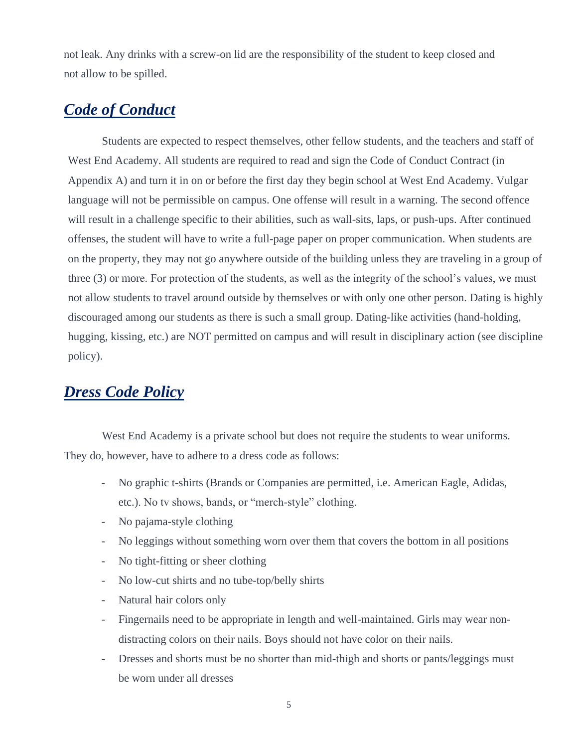not leak. Any drinks with a screw-on lid are the responsibility of the student to keep closed and not allow to be spilled.

## ***Code of Conduct***

Students are expected to respect themselves, other fellow students, and the teachers and staff of West End Academy. All students are required to read and sign the Code of Conduct Contract (in Appendix A) and turn it in on or before the first day they begin school at West End Academy. Vulgar language will not be permissible on campus. One offense will result in a warning. The second offence will result in a challenge specific to their abilities, such as wall-sits, laps, or push-ups. After continued offenses, the student will have to write a full-page paper on proper communication. When students are on the property, they may not go anywhere outside of the building unless they are traveling in a group of three (3) or more. For protection of the students, as well as the integrity of the school's values, we must not allow students to travel around outside by themselves or with only one other person. Dating is highly discouraged among our students as there is such a small group. Dating-like activities (hand-holding, hugging, kissing, etc.) are NOT permitted on campus and will result in disciplinary action (see discipline policy).

## ***Dress Code Policy***

West End Academy is a private school but does not require the students to wear uniforms. They do, however, have to adhere to a dress code as follows:

- No graphic t-shirts (Brands or Companies are permitted, i.e. American Eagle, Adidas, etc.). No tv shows, bands, or "merch-style" clothing.
- No pajama-style clothing
- No leggings without something worn over them that covers the bottom in all positions
- No tight-fitting or sheer clothing
- No low-cut shirts and no tube-top/belly shirts
- Natural hair colors only
- Fingernails need to be appropriate in length and well-maintained. Girls may wear non-distracting colors on their nails. Boys should not have color on their nails.
- Dresses and shorts must be no shorter than mid-thigh and shorts or pants/leggings must be worn under all dresses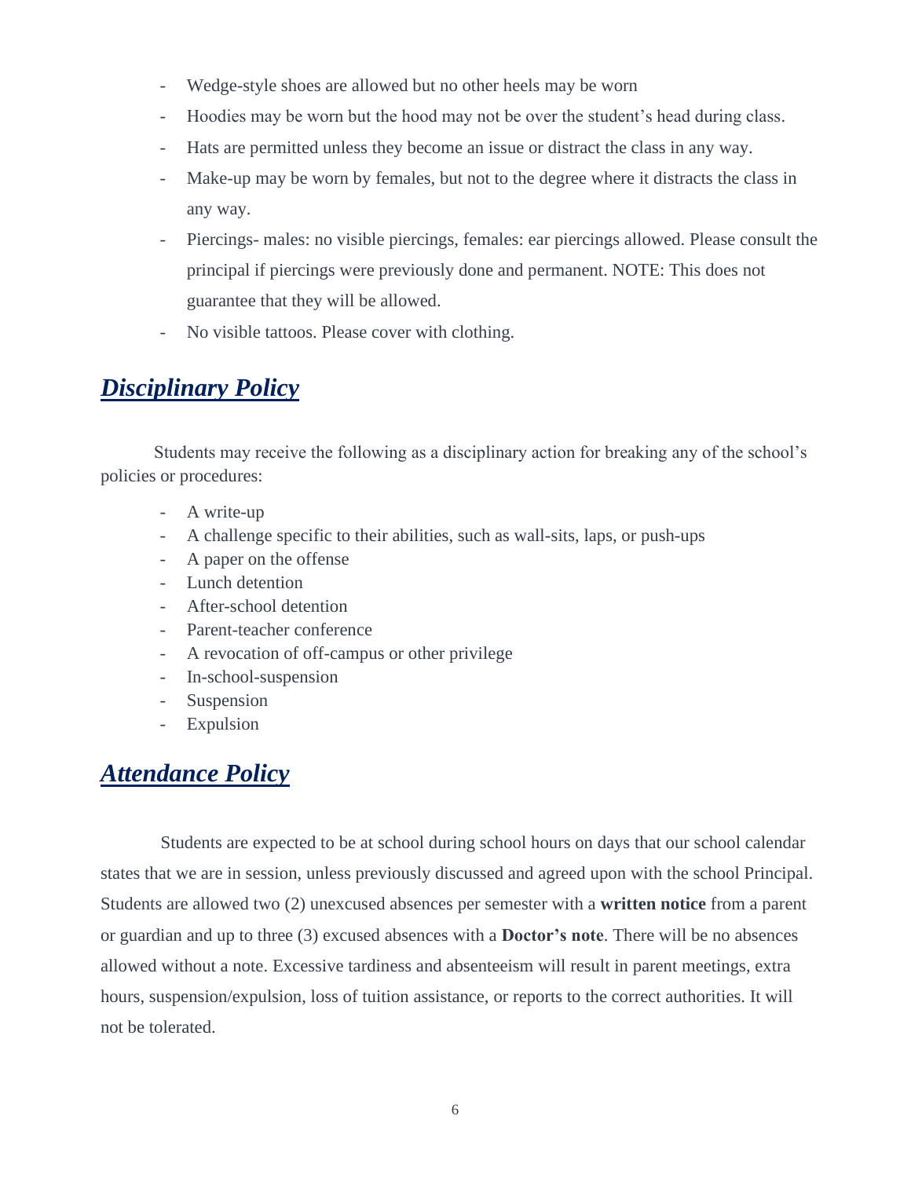- Wedge-style shoes are allowed but no other heels may be worn
- Hoodies may be worn but the hood may not be over the student's head during class.
- Hats are permitted unless they become an issue or distract the class in any way.
- Make-up may be worn by females, but not to the degree where it distracts the class in any way.
- Piercings- males: no visible piercings, females: ear piercings allowed. Please consult the principal if piercings were previously done and permanent. NOTE: This does not guarantee that they will be allowed.
- No visible tattoos. Please cover with clothing.

## ***Disciplinary Policy***

Students may receive the following as a disciplinary action for breaking any of the school's policies or procedures:

- A write-up
- A challenge specific to their abilities, such as wall-sits, laps, or push-ups
- A paper on the offense
- Lunch detention
- After-school detention
- Parent-teacher conference
- A revocation of off-campus or other privilege
- In-school-suspension
- Suspension
- Expulsion

## ***Attendance Policy***

Students are expected to be at school during school hours on days that our school calendar states that we are in session, unless previously discussed and agreed upon with the school Principal. Students are allowed two (2) unexcused absences per semester with a **written notice** from a parent or guardian and up to three (3) excused absences with a **Doctor's note**. There will be no absences allowed without a note. Excessive tardiness and absenteeism will result in parent meetings, extra hours, suspension/expulsion, loss of tuition assistance, or reports to the correct authorities. It will not be tolerated.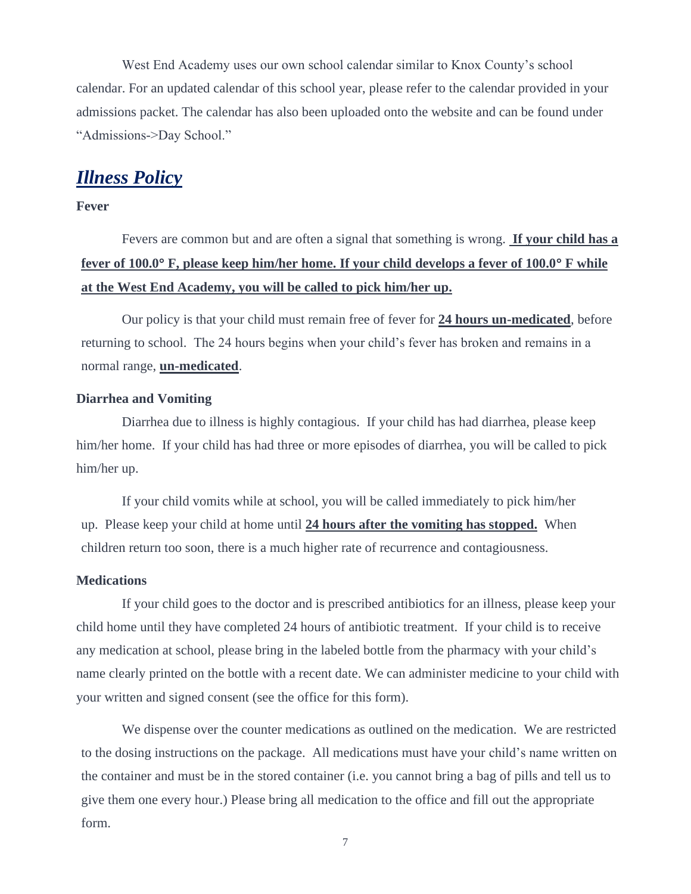West End Academy uses our own school calendar similar to Knox County's school calendar. For an updated calendar of this school year, please refer to the calendar provided in your admissions packet. The calendar has also been uploaded onto the website and can be found under "Admissions->Day School."

## ***Illness Policy***

**Fever**

Fevers are common but and are often a signal that something is wrong. **If your child has a fever of 100.0° F, please keep him/her home. If your child develops a fever of 100.0° F while at the West End Academy, you will be called to pick him/her up.**

Our policy is that your child must remain free of fever for **24 hours un-medicated**, before returning to school. The 24 hours begins when your child's fever has broken and remains in a normal range, **un-medicated**.

**Diarrhea and Vomiting**

Diarrhea due to illness is highly contagious. If your child has had diarrhea, please keep him/her home. If your child has had three or more episodes of diarrhea, you will be called to pick him/her up.

If your child vomits while at school, you will be called immediately to pick him/her up. Please keep your child at home until **24 hours after the vomiting has stopped.** When children return too soon, there is a much higher rate of recurrence and contagiousness.

**Medications**

If your child goes to the doctor and is prescribed antibiotics for an illness, please keep your child home until they have completed 24 hours of antibiotic treatment. If your child is to receive any medication at school, please bring in the labeled bottle from the pharmacy with your child's name clearly printed on the bottle with a recent date. We can administer medicine to your child with your written and signed consent (see the office for this form).

We dispense over the counter medications as outlined on the medication. We are restricted to the dosing instructions on the package. All medications must have your child's name written on the container and must be in the stored container (i.e. you cannot bring a bag of pills and tell us to give them one every hour.) Please bring all medication to the office and fill out the appropriate form.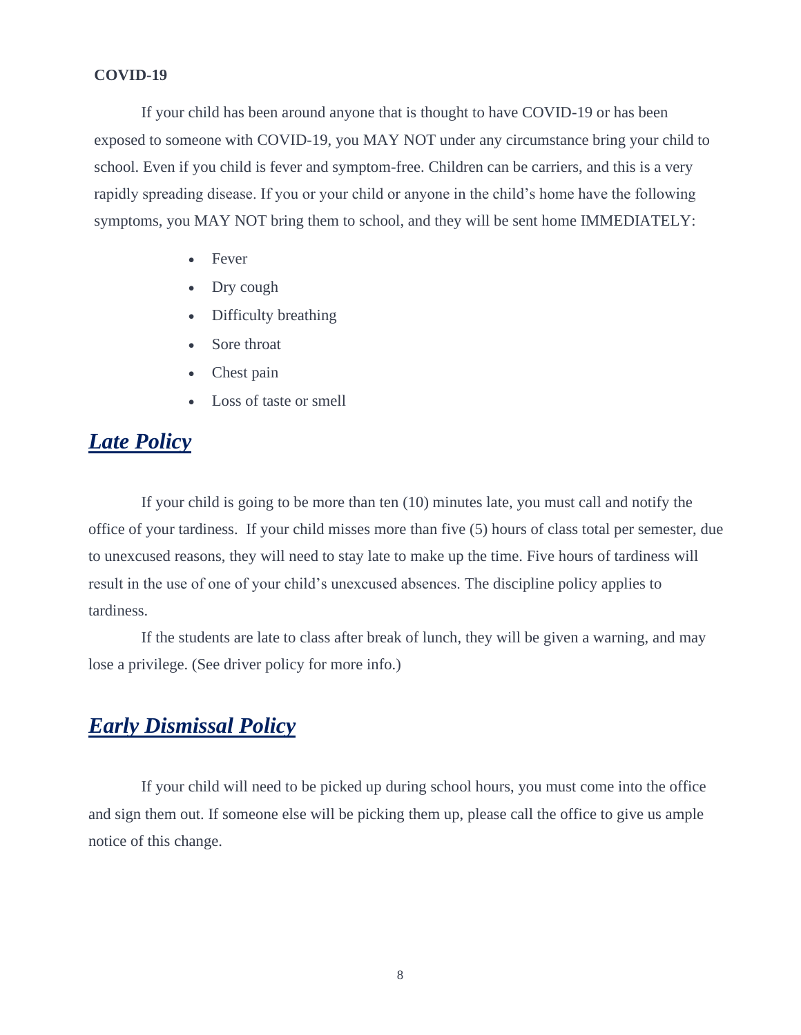**COVID-19**

If your child has been around anyone that is thought to have COVID-19 or has been exposed to someone with COVID-19, you MAY NOT under any circumstance bring your child to school. Even if you child is fever and symptom-free. Children can be carriers, and this is a very rapidly spreading disease. If you or your child or anyone in the child's home have the following symptoms, you MAY NOT bring them to school, and they will be sent home IMMEDIATELY:

- Fever
- Dry cough
- Difficulty breathing
- Sore throat
- Chest pain
- Loss of taste or smell

## ***Late Policy***

If your child is going to be more than ten (10) minutes late, you must call and notify the office of your tardiness. If your child misses more than five (5) hours of class total per semester, due to unexcused reasons, they will need to stay late to make up the time. Five hours of tardiness will result in the use of one of your child's unexcused absences. The discipline policy applies to tardiness.

If the students are late to class after break of lunch, they will be given a warning, and may lose a privilege. (See driver policy for more info.)

## ***Early Dismissal Policy***

If your child will need to be picked up during school hours, you must come into the office and sign them out. If someone else will be picking them up, please call the office to give us ample notice of this change.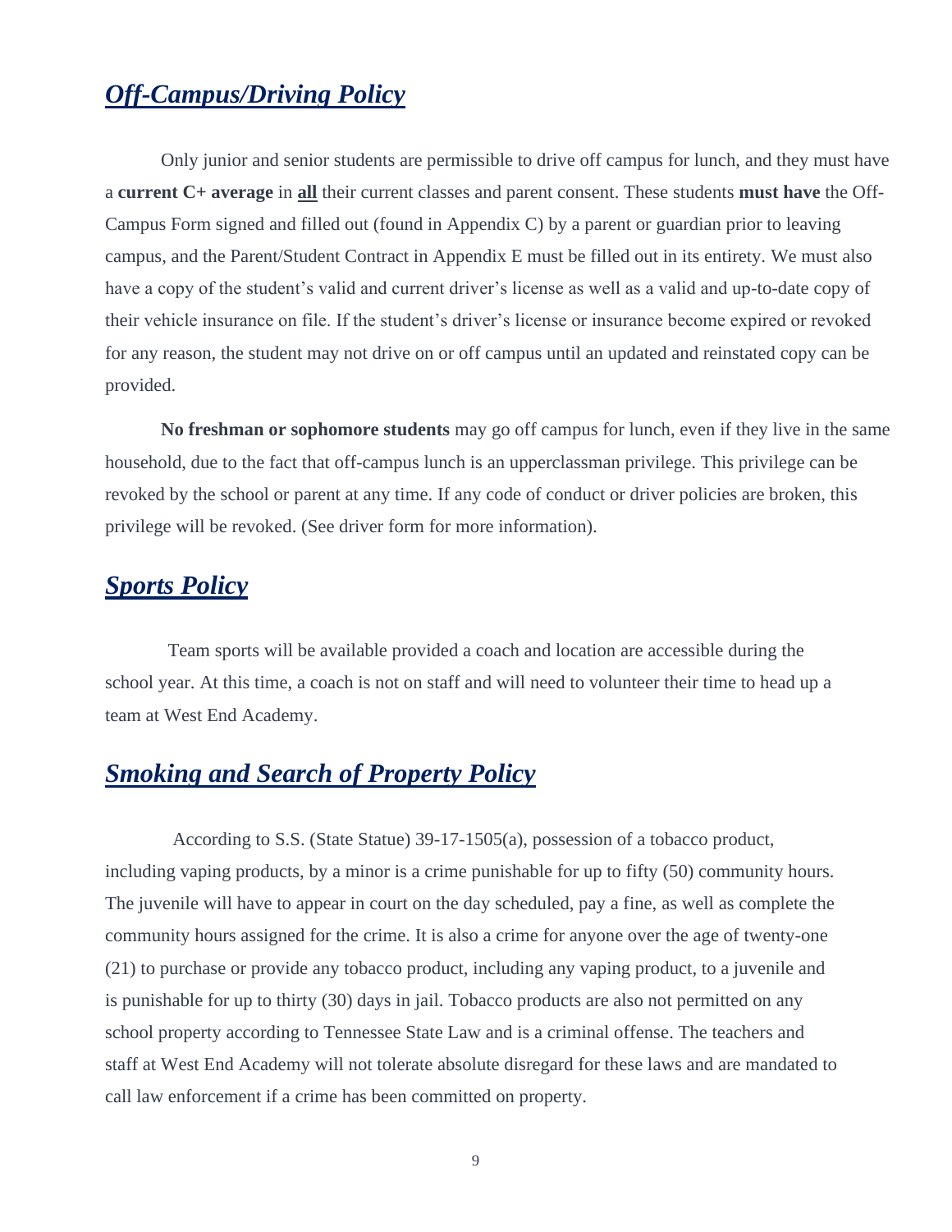## *Off-Campus/Driving Policy*

Only junior and senior students are permissible to drive off campus for lunch, and they must have a **current C+ average** in **<u>all</u>** their current classes and parent consent. These students **must have** the Off-Campus Form signed and filled out (found in Appendix C) by a parent or guardian prior to leaving campus, and the Parent/Student Contract in Appendix E must be filled out in its entirety. We must also have a copy of the student's valid and current driver's license as well as a valid and up-to-date copy of their vehicle insurance on file. If the student's driver's license or insurance become expired or revoked for any reason, the student may not drive on or off campus until an updated and reinstated copy can be provided.

**No freshman or sophomore students** may go off campus for lunch, even if they live in the same household, due to the fact that off-campus lunch is an upperclassman privilege. This privilege can be revoked by the school or parent at any time. If any code of conduct or driver policies are broken, this privilege will be revoked. (See driver form for more information).

## *Sports Policy*

Team sports will be available provided a coach and location are accessible during the school year. At this time, a coach is not on staff and will need to volunteer their time to head up a team at West End Academy.

## *Smoking and Search of Property Policy*

According to S.S. (State Statue) 39-17-1505(a), possession of a tobacco product, including vaping products, by a minor is a crime punishable for up to fifty (50) community hours. The juvenile will have to appear in court on the day scheduled, pay a fine, as well as complete the community hours assigned for the crime. It is also a crime for anyone over the age of twenty-one (21) to purchase or provide any tobacco product, including any vaping product, to a juvenile and is punishable for up to thirty (30) days in jail. Tobacco products are also not permitted on any school property according to Tennessee State Law and is a criminal offense. The teachers and staff at West End Academy will not tolerate absolute disregard for these laws and are mandated to call law enforcement if a crime has been committed on property.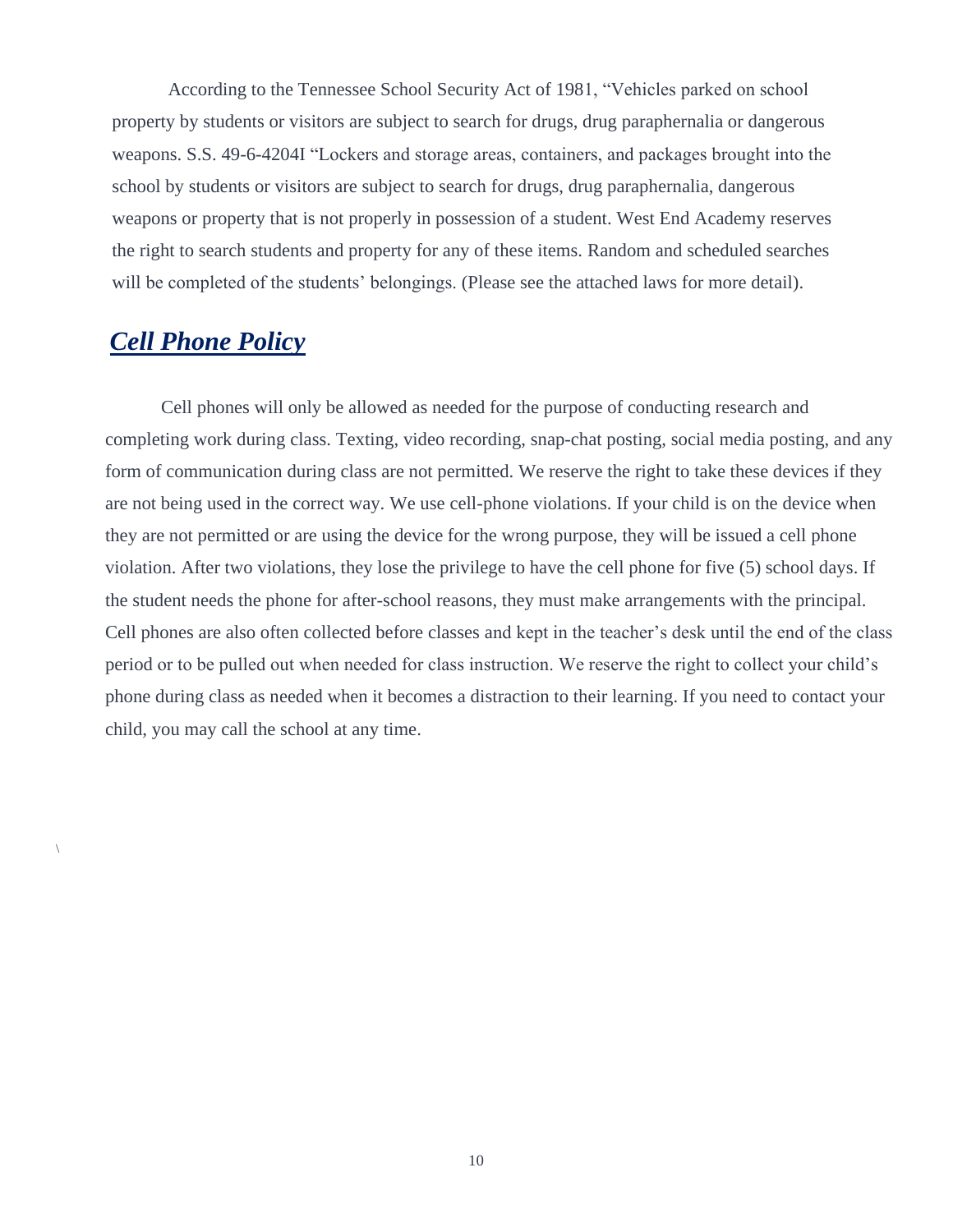According to the Tennessee School Security Act of 1981, "Vehicles parked on school property by students or visitors are subject to search for drugs, drug paraphernalia or dangerous weapons. S.S. 49-6-4204I "Lockers and storage areas, containers, and packages brought into the school by students or visitors are subject to search for drugs, drug paraphernalia, dangerous weapons or property that is not properly in possession of a student. West End Academy reserves the right to search students and property for any of these items. Random and scheduled searches will be completed of the students' belongings. (Please see the attached laws for more detail).

## ***Cell Phone Policy***

Cell phones will only be allowed as needed for the purpose of conducting research and completing work during class. Texting, video recording, snap-chat posting, social media posting, and any form of communication during class are not permitted. We reserve the right to take these devices if they are not being used in the correct way. We use cell-phone violations. If your child is on the device when they are not permitted or are using the device for the wrong purpose, they will be issued a cell phone violation. After two violations, they lose the privilege to have the cell phone for five (5) school days. If the student needs the phone for after-school reasons, they must make arrangements with the principal. Cell phones are also often collected before classes and kept in the teacher's desk until the end of the class period or to be pulled out when needed for class instruction. We reserve the right to collect your child's phone during class as needed when it becomes a distraction to their learning. If you need to contact your child, you may call the school at any time.

\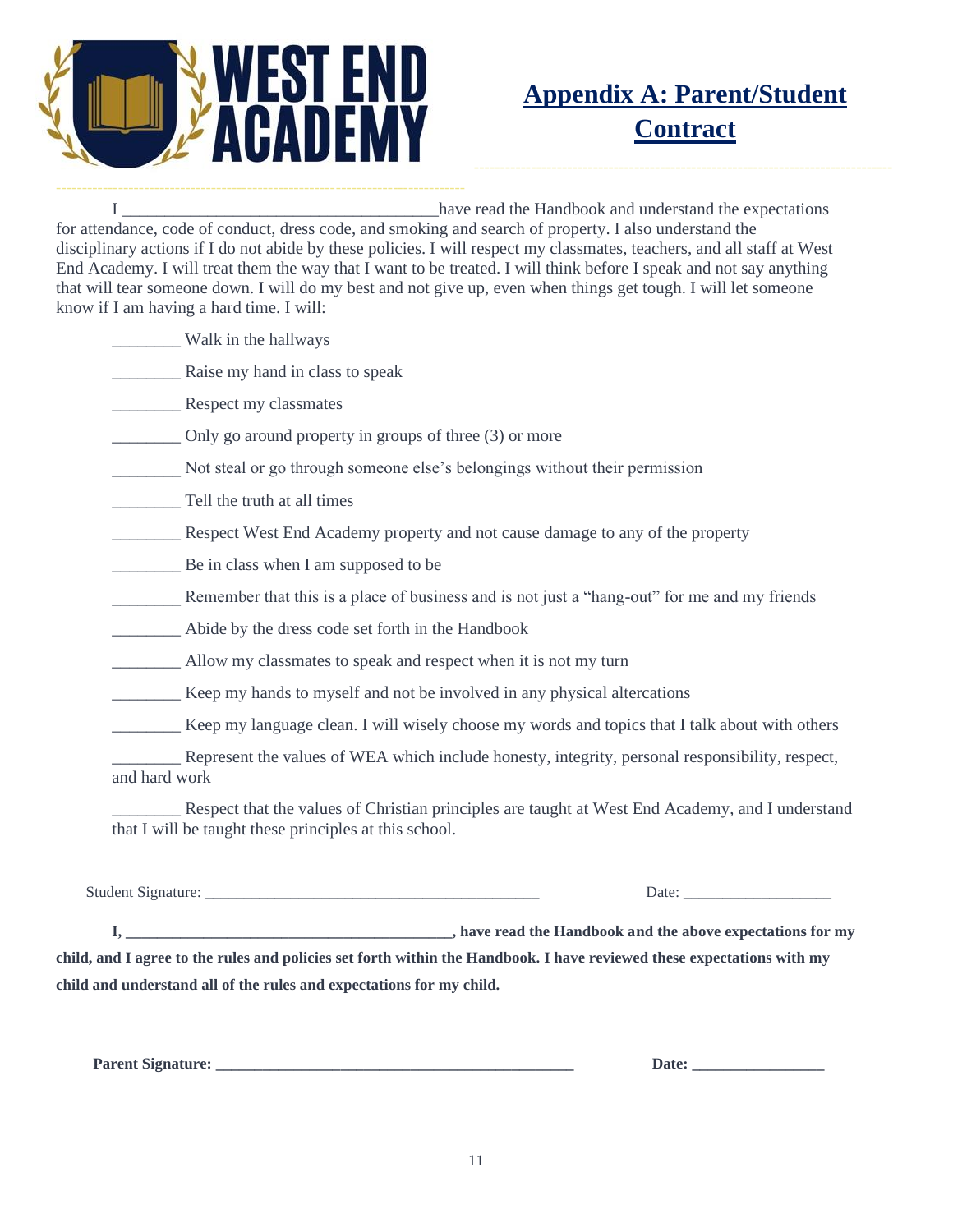WEST END ACADEMY

# Appendix A: Parent/Student Contract

I ______________________________________ have read the Handbook and understand the expectations for attendance, code of conduct, dress code, and smoking and search of property. I also understand the disciplinary actions if I do not abide by these policies. I will respect my classmates, teachers, and all staff at West End Academy. I will treat them the way that I want to be treated. I will think before I speak and not say anything that will tear someone down. I will do my best and not give up, even when things get tough. I will let someone know if I am having a hard time. I will:

________ Walk in the hallways

________ Raise my hand in class to speak

________ Respect my classmates

________ Only go around property in groups of three (3) or more

________ Not steal or go through someone else's belongings without their permission

________ Tell the truth at all times

________ Respect West End Academy property and not cause damage to any of the property

________ Be in class when I am supposed to be

________ Remember that this is a place of business and is not just a "hang-out" for me and my friends

________ Abide by the dress code set forth in the Handbook

________ Allow my classmates to speak and respect when it is not my turn

________ Keep my hands to myself and not be involved in any physical altercations

________ Keep my language clean. I will wisely choose my words and topics that I talk about with others

________ Represent the values of WEA which include honesty, integrity, personal responsibility, respect, and hard work

________ Respect that the values of Christian principles are taught at West End Academy, and I understand that I will be taught these principles at this school.

Student Signature: ___________________________________________ Date: ___________________

**I, __________________________________________, have read the Handbook and the above expectations for my child, and I agree to the rules and policies set forth within the Handbook. I have reviewed these expectations with my child and understand all of the rules and expectations for my child.**

**Parent Signature: _______________________________________________ Date: _________________**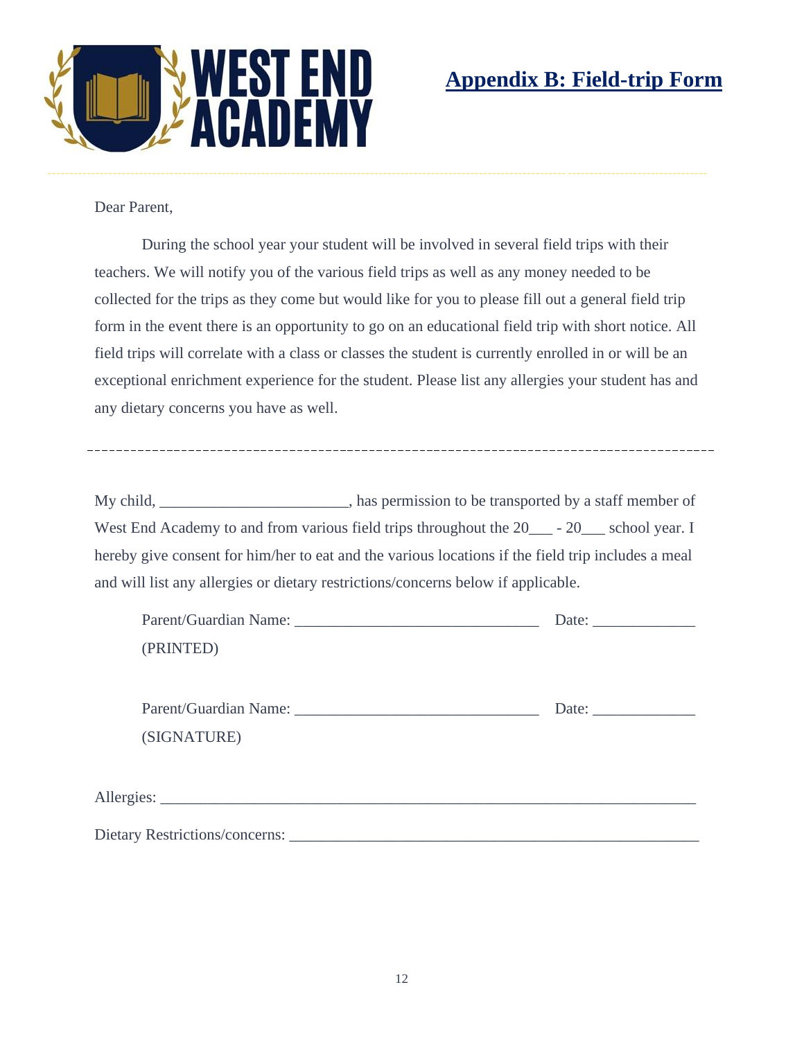WEST END ACADEMY

# Appendix B: Field-trip Form

Dear Parent,

During the school year your student will be involved in several field trips with their teachers. We will notify you of the various field trips as well as any money needed to be collected for the trips as they come but would like for you to please fill out a general field trip form in the event there is an opportunity to go on an educational field trip with short notice. All field trips will correlate with a class or classes the student is currently enrolled in or will be an exceptional enrichment experience for the student. Please list any allergies your student has and any dietary concerns you have as well.

---

My child, _______________________, has permission to be transported by a staff member of West End Academy to and from various field trips throughout the 20___ - 20___ school year. I hereby give consent for him/her to eat and the various locations if the field trip includes a meal and will list any allergies or dietary restrictions/concerns below if applicable.

Parent/Guardian Name: ______________________________ Date: _____________
(PRINTED)

Parent/Guardian Name: ______________________________ Date: _____________
(SIGNATURE)

Allergies: ____________________________________________________________________

Dietary Restrictions/concerns: _____________________________________________________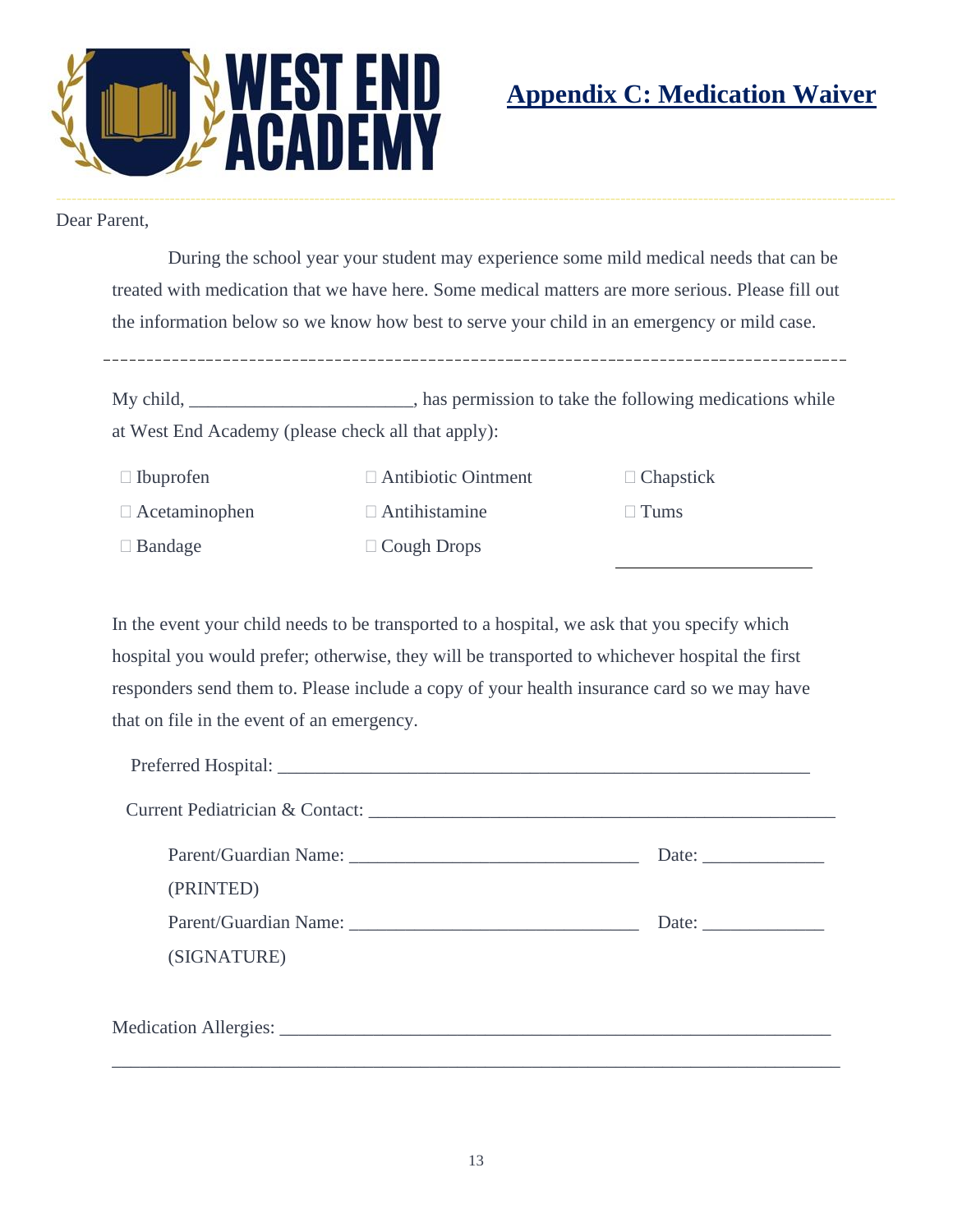# Appendix C: Medication Waiver

Dear Parent,

During the school year your student may experience some mild medical needs that can be treated with medication that we have here. Some medical matters are more serious. Please fill out the information below so we know how best to serve your child in an emergency or mild case.

---

My child, ______________________, has permission to take the following medications while at West End Academy (please check all that apply):

| | | |
|---|---|---|
| ☐ Ibuprofen | ☐ Antibiotic Ointment | ☐ Chapstick |
| ☐ Acetaminophen | ☐ Antihistamine | ☐ Tums |
| ☐ Bandage | ☐ Cough Drops | ____________________ |

In the event your child needs to be transported to a hospital, we ask that you specify which hospital you would prefer; otherwise, they will be transported to whichever hospital the first responders send them to. Please include a copy of your health insurance card so we may have that on file in the event of an emergency.

Preferred Hospital: ________________________________________________________

Current Pediatrician & Contact: ______________________________________________

Parent/Guardian Name: ____________________________ Date: ____________
(PRINTED)

Parent/Guardian Name: ____________________________ Date: ____________
(SIGNATURE)

Medication Allergies: ________________________________________________________

______________________________________________________________________________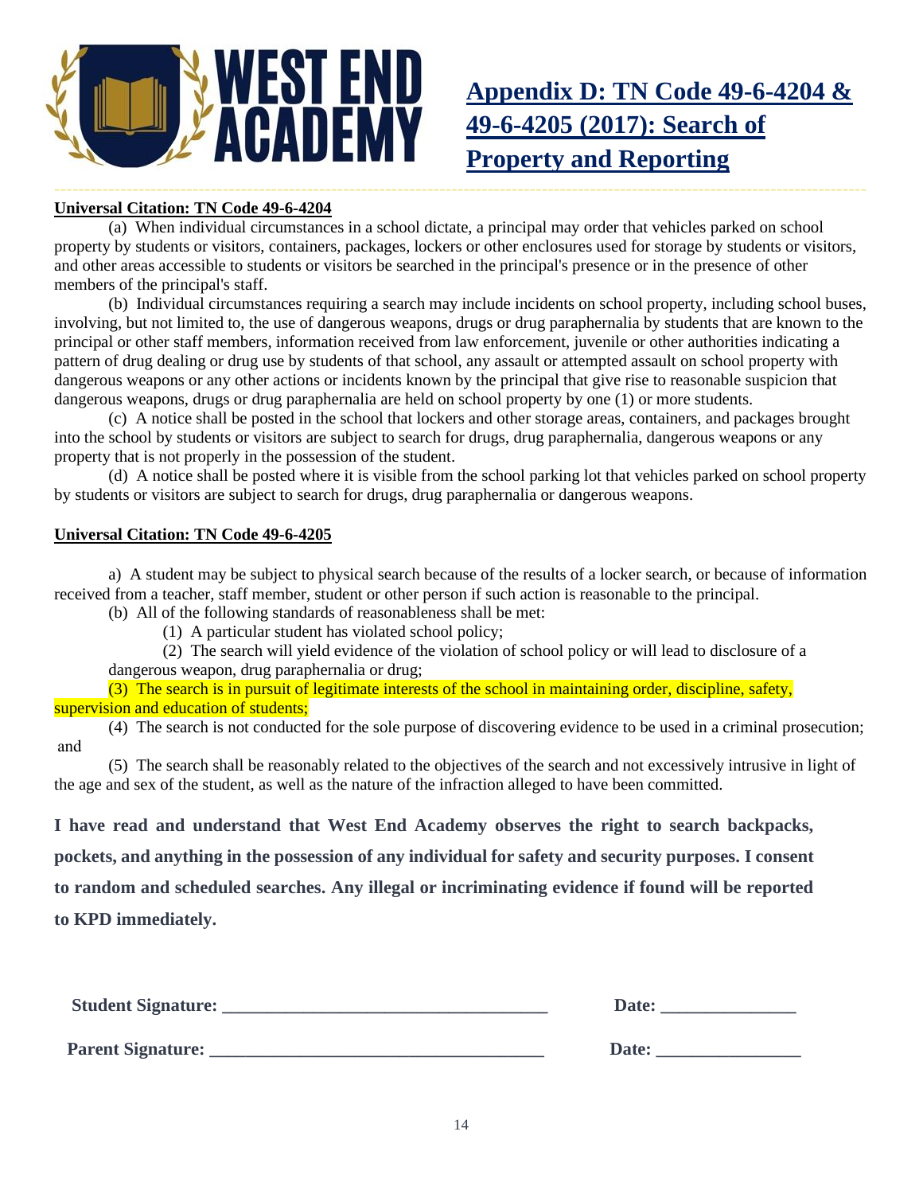WEST END ACADEMY

# Appendix D: TN Code 49-6-4204 & 49-6-4205 (2017): Search of Property and Reporting

**Universal Citation: TN Code 49-6-4204**

(a) When individual circumstances in a school dictate, a principal may order that vehicles parked on school property by students or visitors, containers, packages, lockers or other enclosures used for storage by students or visitors, and other areas accessible to students or visitors be searched in the principal's presence or in the presence of other members of the principal's staff.

(b) Individual circumstances requiring a search may include incidents on school property, including school buses, involving, but not limited to, the use of dangerous weapons, drugs or drug paraphernalia by students that are known to the principal or other staff members, information received from law enforcement, juvenile or other authorities indicating a pattern of drug dealing or drug use by students of that school, any assault or attempted assault on school property with dangerous weapons or any other actions or incidents known by the principal that give rise to reasonable suspicion that dangerous weapons, drugs or drug paraphernalia are held on school property by one (1) or more students.

(c) A notice shall be posted in the school that lockers and other storage areas, containers, and packages brought into the school by students or visitors are subject to search for drugs, drug paraphernalia, dangerous weapons or any property that is not properly in the possession of the student.

(d) A notice shall be posted where it is visible from the school parking lot that vehicles parked on school property by students or visitors are subject to search for drugs, drug paraphernalia or dangerous weapons.

**Universal Citation: TN Code 49-6-4205**

a) A student may be subject to physical search because of the results of a locker search, or because of information received from a teacher, staff member, student or other person if such action is reasonable to the principal.

(b) All of the following standards of reasonableness shall be met:

(1) A particular student has violated school policy;

(2) The search will yield evidence of the violation of school policy or will lead to disclosure of a dangerous weapon, drug paraphernalia or drug;

(3) The search is in pursuit of legitimate interests of the school in maintaining order, discipline, safety, supervision and education of students;

(4) The search is not conducted for the sole purpose of discovering evidence to be used in a criminal prosecution; and

(5) The search shall be reasonably related to the objectives of the search and not excessively intrusive in light of the age and sex of the student, as well as the nature of the infraction alleged to have been committed.

**I have read and understand that West End Academy observes the right to search backpacks, pockets, and anything in the possession of any individual for safety and security purposes. I consent to random and scheduled searches. Any illegal or incriminating evidence if found will be reported to KPD immediately.**

**Student Signature:** ___________________________________ **Date:** _______________

**Parent Signature:** ____________________________________ **Date:** ________________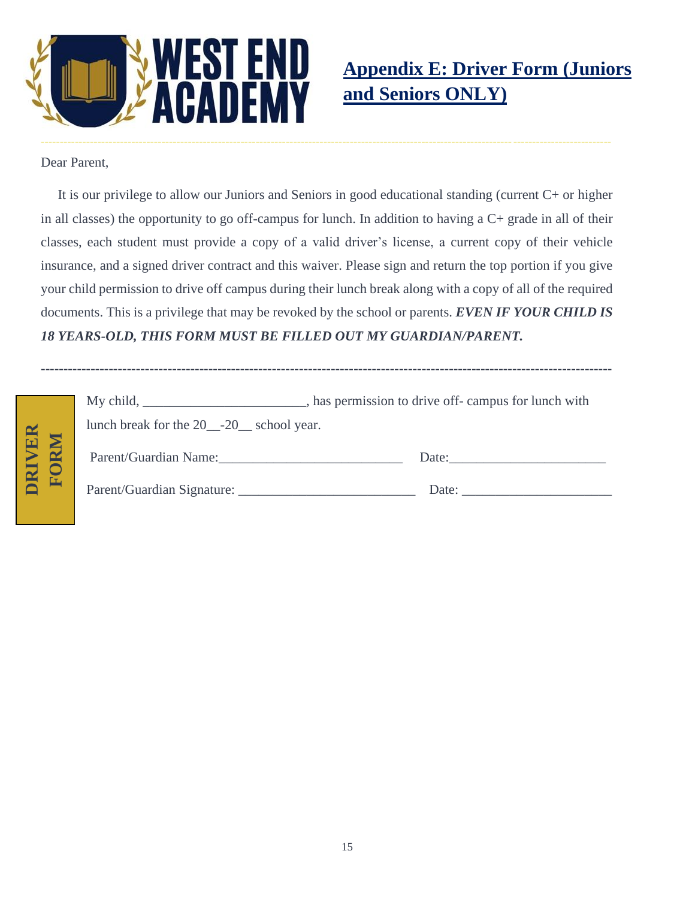## Appendix E: Driver Form (Juniors and Seniors ONLY)

Dear Parent,

It is our privilege to allow our Juniors and Seniors in good educational standing (current C+ or higher in all classes) the opportunity to go off-campus for lunch. In addition to having a C+ grade in all of their classes, each student must provide a copy of a valid driver's license, a current copy of their vehicle insurance, and a signed driver contract and this waiver. Please sign and return the top portion if you give your child permission to drive off campus during their lunch break along with a copy of all of the required documents. This is a privilege that may be revoked by the school or parents. ***EVEN IF YOUR CHILD IS 18 YEARS-OLD, THIS FORM MUST BE FILLED OUT MY GUARDIAN/PARENT.***

---

**DRIVER FORM**

My child, ________________________, has permission to drive off- campus for lunch with lunch break for the 20__-20__ school year.

Parent/Guardian Name:___________________________ Date:______________________

Parent/Guardian Signature: __________________________ Date: _____________________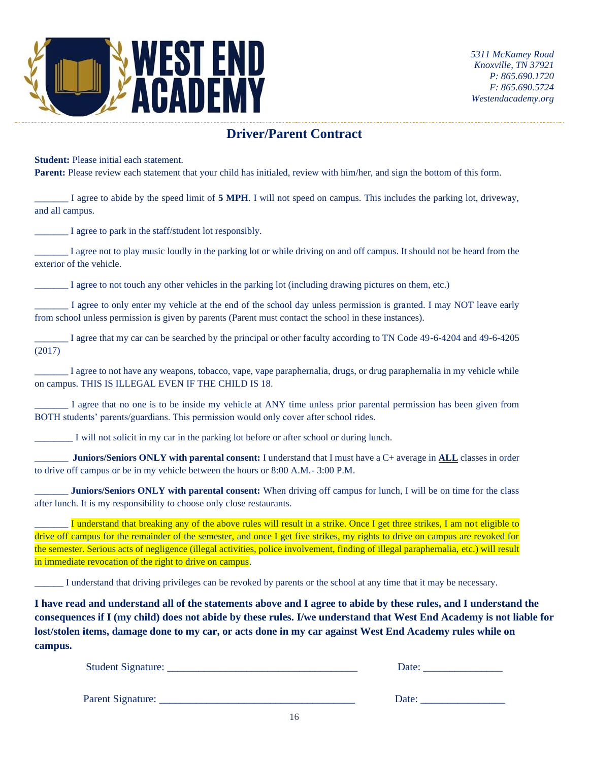# WEST END ACADEMY

*5311 McKamey Road*
*Knoxville, TN 37921*
*P: 865.690.1720*
*F: 865.690.5724*
*Westendacademy.org*

## Driver/Parent Contract

**Student:** Please initial each statement.
**Parent:** Please review each statement that your child has initialed, review with him/her, and sign the bottom of this form.

_______ I agree to abide by the speed limit of **5 MPH**. I will not speed on campus. This includes the parking lot, driveway, and all campus.

_______ I agree to park in the staff/student lot responsibly.

_______ I agree not to play music loudly in the parking lot or while driving on and off campus. It should not be heard from the exterior of the vehicle.

_______ I agree to not touch any other vehicles in the parking lot (including drawing pictures on them, etc.)

_______ I agree to only enter my vehicle at the end of the school day unless permission is granted. I may NOT leave early from school unless permission is given by parents (Parent must contact the school in these instances).

_______ I agree that my car can be searched by the principal or other faculty according to TN Code 49-6-4204 and 49-6-4205 (2017)

_______ I agree to not have any weapons, tobacco, vape, vape paraphernalia, drugs, or drug paraphernalia in my vehicle while on campus. THIS IS ILLEGAL EVEN IF THE CHILD IS 18.

_______ I agree that no one is to be inside my vehicle at ANY time unless prior parental permission has been given from BOTH students' parents/guardians. This permission would only cover after school rides.

________ I will not solicit in my car in the parking lot before or after school or during lunch.

_______ **Juniors/Seniors ONLY with parental consent:** I understand that I must have a C+ average in **ALL** classes in order to drive off campus or be in my vehicle between the hours or 8:00 A.M.- 3:00 P.M.

_______ **Juniors/Seniors ONLY with parental consent:** When driving off campus for lunch, I will be on time for the class after lunch. It is my responsibility to choose only close restaurants.

_______ I understand that breaking any of the above rules will result in a strike. Once I get three strikes, I am not eligible to drive off campus for the remainder of the semester, and once I get five strikes, my rights to drive on campus are revoked for the semester. Serious acts of negligence (illegal activities, police involvement, finding of illegal paraphernalia, etc.) will result in immediate revocation of the right to drive on campus.

______ I understand that driving privileges can be revoked by parents or the school at any time that it may be necessary.

**I have read and understand all of the statements above and I agree to abide by these rules, and I understand the consequences if I (my child) does not abide by these rules. I/we understand that West End Academy is not liable for lost/stolen items, damage done to my car, or acts done in my car against West End Academy rules while on campus.**

Student Signature: ___________________________________ Date: _______________

Parent Signature: ____________________________________ Date: ________________